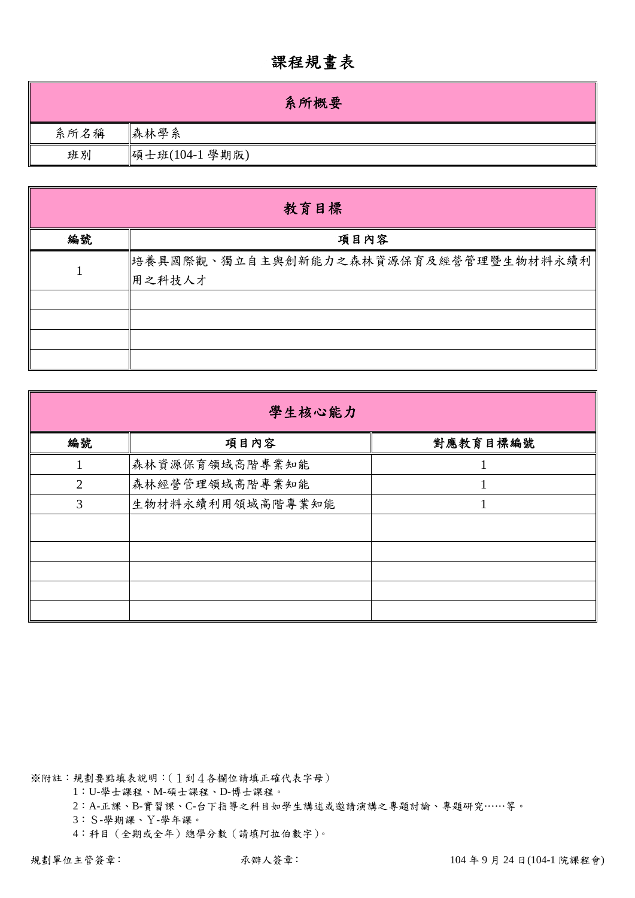# 課程規畫表

| 系所概要 | |
|---|---|
| 系所名稱 | 森林學系 |
| 班別 | 碩士班(104-1 學期版) |

| 教育目標 | |
|---|---|
| 編號 | 項目內容 |
| 1 | 培養具國際觀、獨立自主與創新能力之森林資源保育及經營管理暨生物材料永續利用之科技人才 |
| | |
| | |
| | |
| | |

| 學生核心能力 | | |
|---|---|---|
| 編號 | 項目內容 | 對應教育目標編號 |
| 1 | 森林資源保育領域高階專業知能 | 1 |
| 2 | 森林經營管理領域高階專業知能 | 1 |
| 3 | 生物材料永續利用領域高階專業知能 | 1 |
| | | |
| | | |
| | | |
| | | |
| | | |

※附註：規劃要點填表說明：(１到４各欄位請填正確代表字母)

1：U-學士課程、M-碩士課程、D-博士課程。

2：A-正課、B-實習課、C-台下指導之科目如學生講述或邀請演講之專題討論、專題研究……等。

3：Ｓ-學期課、Ｙ-學年課。

4：科目（全期或全年）總學分數（請填阿拉伯數字)。

規劃單位主管簽章: 承辦人簽章: 104 年 9 月 24 日(104-1 院課程會)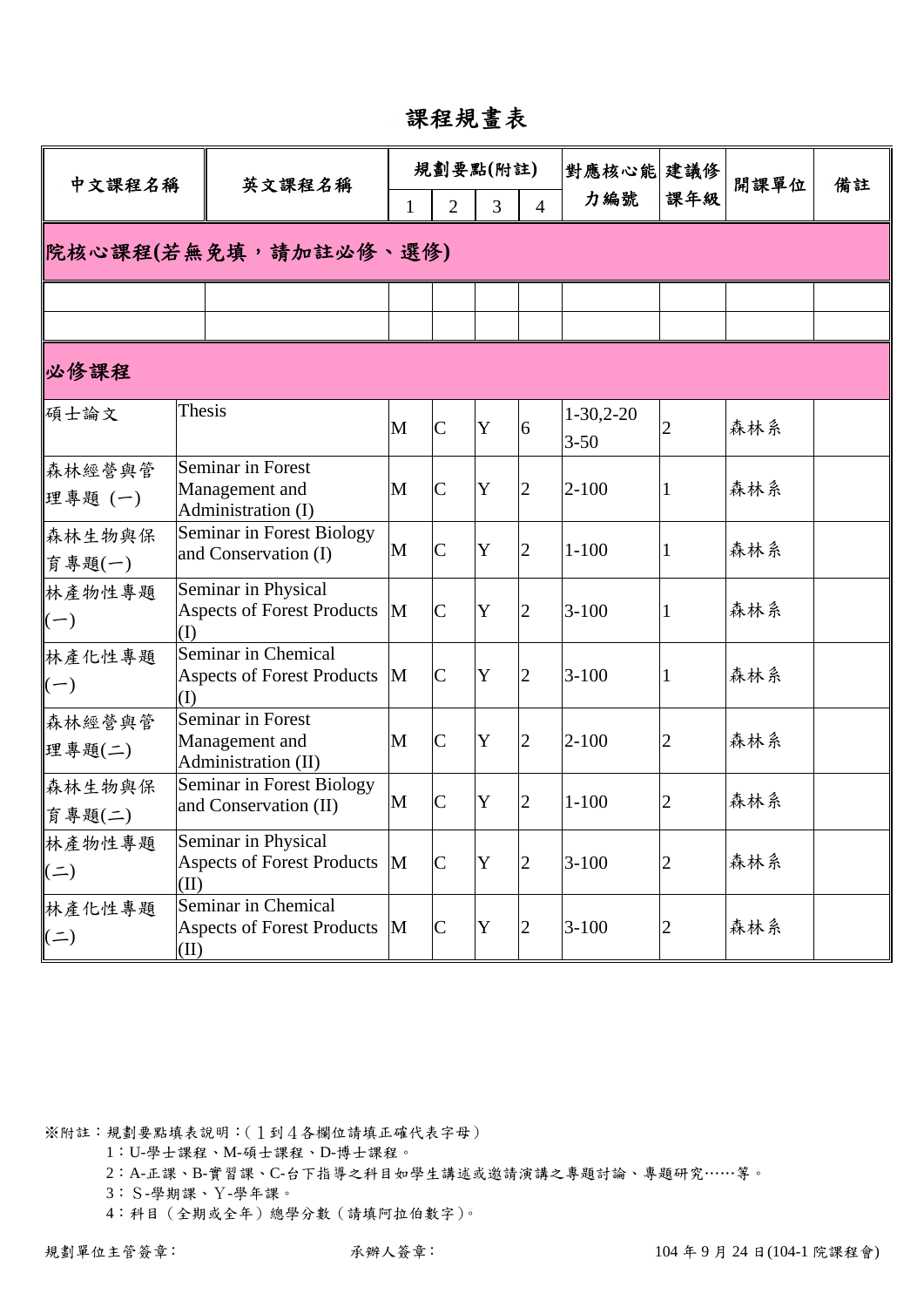# 課程規畫表

| 中文課程名稱 | 英文課程名稱 | 規劃要點(附註) | | | | 對應核心能力編號 | 建議修課年級 | 開課單位 | 備註 |
|---|---|---|---|---|---|---|---|---|---|
| | | 1 | 2 | 3 | 4 | | | | |
| **院核心課程(若無免填，請加註必修、選修)** | | | | | | | | | |
| | | | | | | | | | |
| | | | | | | | | | |
| **必修課程** | | | | | | | | | |
| 碩士論文 | Thesis | M | C | Y | 6 | 1-30,2-20 3-50 | 2 | 森林系 | |
| 森林經營與管理專題 (一) | Seminar in Forest Management and Administration (I) | M | C | Y | 2 | 2-100 | 1 | 森林系 | |
| 森林生物與保育專題(一) | Seminar in Forest Biology and Conservation (I) | M | C | Y | 2 | 1-100 | 1 | 森林系 | |
| 林產物性專題(一) | Seminar in Physical Aspects of Forest Products (I) | M | C | Y | 2 | 3-100 | 1 | 森林系 | |
| 林產化性專題(一) | Seminar in Chemical Aspects of Forest Products (I) | M | C | Y | 2 | 3-100 | 1 | 森林系 | |
| 森林經營與管理專題(二) | Seminar in Forest Management and Administration (II) | M | C | Y | 2 | 2-100 | 2 | 森林系 | |
| 森林生物與保育專題(二) | Seminar in Forest Biology and Conservation (II) | M | C | Y | 2 | 1-100 | 2 | 森林系 | |
| 林產物性專題(二) | Seminar in Physical Aspects of Forest Products (II) | M | C | Y | 2 | 3-100 | 2 | 森林系 | |
| 林產化性專題(二) | Seminar in Chemical Aspects of Forest Products (II) | M | C | Y | 2 | 3-100 | 2 | 森林系 | |

※附註：規劃要點填表說明：(１到４各欄位請填正確代表字母)

1：U-學士課程、M-碩士課程、D-博士課程。

2：A-正課、B-實習課、C-台下指導之科目如學生講述或邀請演講之專題討論、專題研究……等。

3：Ｓ-學期課、Ｙ-學年課。

4：科目（全期或全年）總學分數（請填阿拉伯數字）。

規劃單位主管簽章： 承辦人簽章： 104 年 9 月 24 日(104-1 院課程會)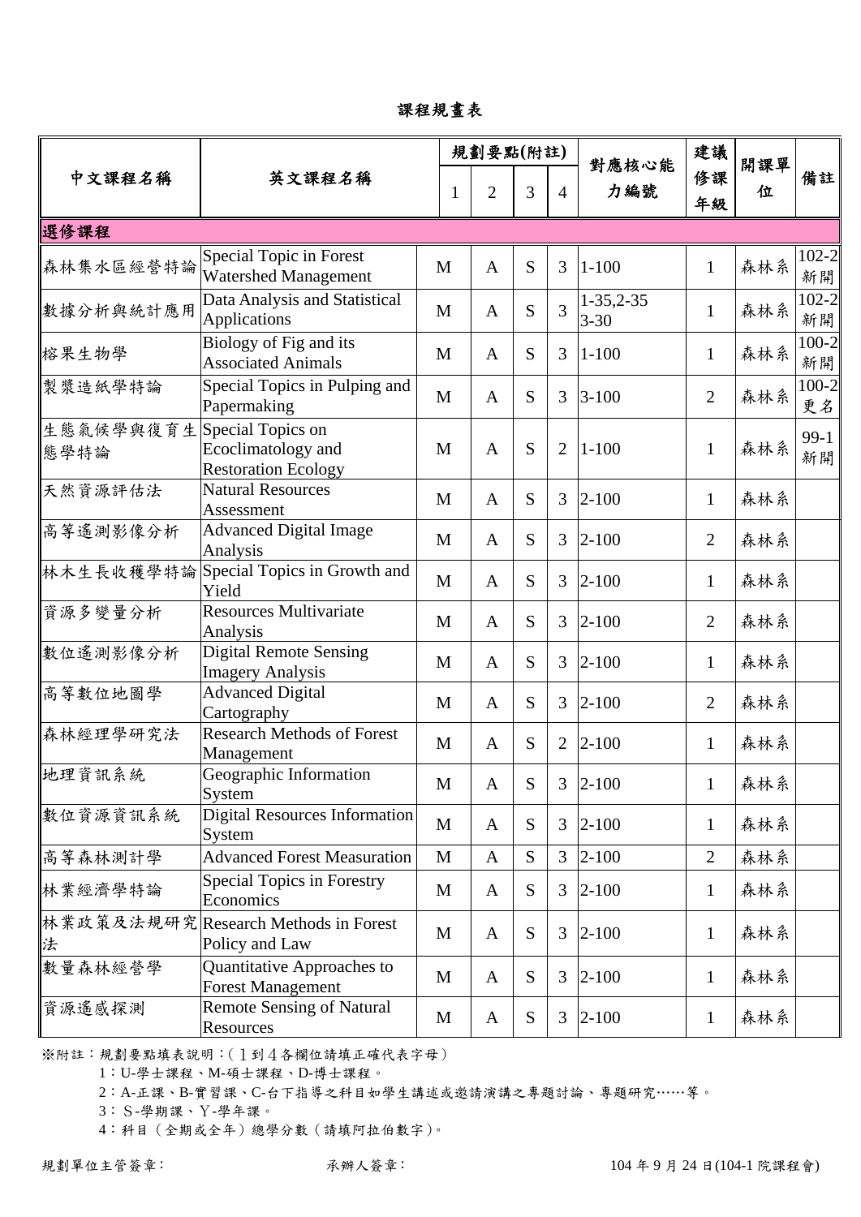# 課程規畫表

| 中文課程名稱 | 英文課程名稱 | 規劃要點(附註) | | | | 對應核心能力編號 | 建議修課年級 | 開課單位 | 備註 |
|---|---|---|---|---|---|---|---|---|---|
| | | 1 | 2 | 3 | 4 | | | | |
| **選修課程** | | | | | | | | | |
| 森林集水區經營特論 | Special Topic in Forest Watershed Management | M | A | S | 3 | 1-100 | 1 | 森林系 | 102-2新開 |
| 數據分析與統計應用 | Data Analysis and Statistical Applications | M | A | S | 3 | 1-35,2-35 3-30 | 1 | 森林系 | 102-2新開 |
| 榕果生物學 | Biology of Fig and its Associated Animals | M | A | S | 3 | 1-100 | 1 | 森林系 | 100-2新開 |
| 製漿造紙學特論 | Special Topics in Pulping and Papermaking | M | A | S | 3 | 3-100 | 2 | 森林系 | 100-2更名 |
| 生態氣候學與復育生態學特論 | Special Topics on Ecoclimatology and Restoration Ecology | M | A | S | 2 | 1-100 | 1 | 森林系 | 99-1新開 |
| 天然資源評估法 | Natural Resources Assessment | M | A | S | 3 | 2-100 | 1 | 森林系 | |
| 高等遙測影像分析 | Advanced Digital Image Analysis | M | A | S | 3 | 2-100 | 2 | 森林系 | |
| 林木生長收穫學特論 | Special Topics in Growth and Yield | M | A | S | 3 | 2-100 | 1 | 森林系 | |
| 資源多變量分析 | Resources Multivariate Analysis | M | A | S | 3 | 2-100 | 2 | 森林系 | |
| 數位遙測影像分析 | Digital Remote Sensing Imagery Analysis | M | A | S | 3 | 2-100 | 1 | 森林系 | |
| 高等數位地圖學 | Advanced Digital Cartography | M | A | S | 3 | 2-100 | 2 | 森林系 | |
| 森林經理學研究法 | Research Methods of Forest Management | M | A | S | 2 | 2-100 | 1 | 森林系 | |
| 地理資訊系統 | Geographic Information System | M | A | S | 3 | 2-100 | 1 | 森林系 | |
| 數位資源資訊系統 | Digital Resources Information System | M | A | S | 3 | 2-100 | 1 | 森林系 | |
| 高等森林測計學 | Advanced Forest Measuration | M | A | S | 3 | 2-100 | 2 | 森林系 | |
| 林業經濟學特論 | Special Topics in Forestry Economics | M | A | S | 3 | 2-100 | 1 | 森林系 | |
| 林業政策及法規研究法 | Research Methods in Forest Policy and Law | M | A | S | 3 | 2-100 | 1 | 森林系 | |
| 數量森林經營學 | Quantitative Approaches to Forest Management | M | A | S | 3 | 2-100 | 1 | 森林系 | |
| 資源遙感探測 | Remote Sensing of Natural Resources | M | A | S | 3 | 2-100 | 1 | 森林系 | |

※附註：規劃要點填表說明：(１到４各欄位請填正確代表字母)

1：U-學士課程、M-碩士課程、D-博士課程。

2：A-正課、B-實習課、C-台下指導之科目如學生講述或邀請演講之專題討論、專題研究……等。

3：S-學期課、Y-學年課。

4：科目(全期或全年)總學分數(請填阿拉伯數字)。

規劃單位主管簽章： 承辦人簽章： 104 年 9 月 24 日(104-1 院課程會)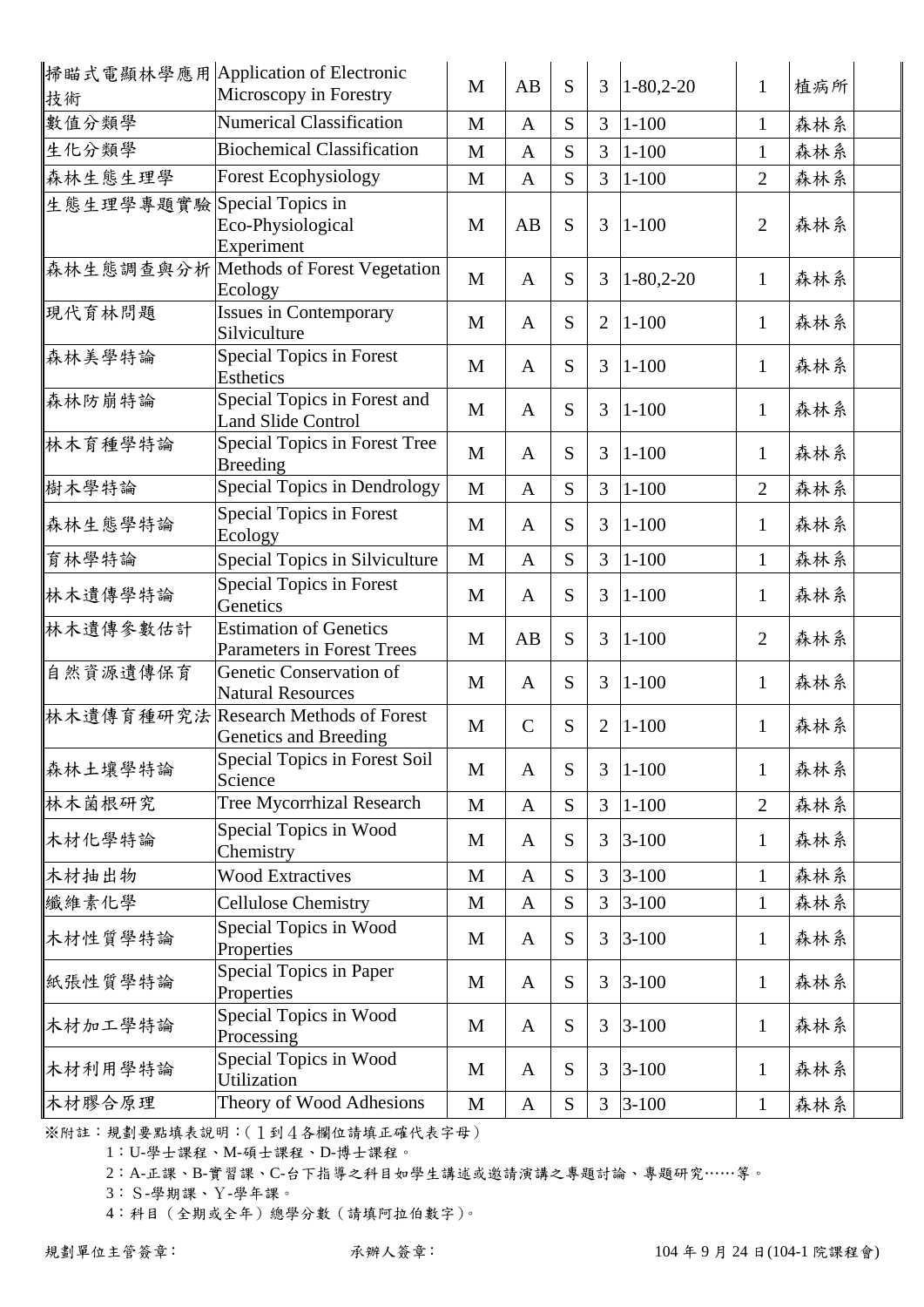| 掃瞄式電顯林學應用技術 | Application of Electronic Microscopy in Forestry | M | AB | S | 3 | 1-80,2-20 | 1 | 植病所 | |
|---|---|---|---|---|---|---|---|---|---|
| 數值分類學 | Numerical Classification | M | A | S | 3 | 1-100 | 1 | 森林系 | |
| 生化分類學 | Biochemical Classification | M | A | S | 3 | 1-100 | 1 | 森林系 | |
| 森林生態生理學 | Forest Ecophysiology | M | A | S | 3 | 1-100 | 2 | 森林系 | |
| 生態生理學專題實驗 | Special Topics in Eco-Physiological Experiment | M | AB | S | 3 | 1-100 | 2 | 森林系 | |
| 森林生態調查與分析 | Methods of Forest Vegetation Ecology | M | A | S | 3 | 1-80,2-20 | 1 | 森林系 | |
| 現代育林問題 | Issues in Contemporary Silviculture | M | A | S | 2 | 1-100 | 1 | 森林系 | |
| 森林美學特論 | Special Topics in Forest Esthetics | M | A | S | 3 | 1-100 | 1 | 森林系 | |
| 森林防崩特論 | Special Topics in Forest and Land Slide Control | M | A | S | 3 | 1-100 | 1 | 森林系 | |
| 林木育種學特論 | Special Topics in Forest Tree Breeding | M | A | S | 3 | 1-100 | 1 | 森林系 | |
| 樹木學特論 | Special Topics in Dendrology | M | A | S | 3 | 1-100 | 2 | 森林系 | |
| 森林生態學特論 | Special Topics in Forest Ecology | M | A | S | 3 | 1-100 | 1 | 森林系 | |
| 育林學特論 | Special Topics in Silviculture | M | A | S | 3 | 1-100 | 1 | 森林系 | |
| 林木遺傳學特論 | Special Topics in Forest Genetics | M | A | S | 3 | 1-100 | 1 | 森林系 | |
| 林木遺傳參數估計 | Estimation of Genetics Parameters in Forest Trees | M | AB | S | 3 | 1-100 | 2 | 森林系 | |
| 自然資源遺傳保育 | Genetic Conservation of Natural Resources | M | A | S | 3 | 1-100 | 1 | 森林系 | |
| 林木遺傳育種研究法 | Research Methods of Forest Genetics and Breeding | M | C | S | 2 | 1-100 | 1 | 森林系 | |
| 森林土壤學特論 | Special Topics in Forest Soil Science | M | A | S | 3 | 1-100 | 1 | 森林系 | |
| 林木菌根研究 | Tree Mycorrhizal Research | M | A | S | 3 | 1-100 | 2 | 森林系 | |
| 木材化學特論 | Special Topics in Wood Chemistry | M | A | S | 3 | 3-100 | 1 | 森林系 | |
| 木材抽出物 | Wood Extractives | M | A | S | 3 | 3-100 | 1 | 森林系 | |
| 纖維素化學 | Cellulose Chemistry | M | A | S | 3 | 3-100 | 1 | 森林系 | |
| 木材性質學特論 | Special Topics in Wood Properties | M | A | S | 3 | 3-100 | 1 | 森林系 | |
| 紙張性質學特論 | Special Topics in Paper Properties | M | A | S | 3 | 3-100 | 1 | 森林系 | |
| 木材加工學特論 | Special Topics in Wood Processing | M | A | S | 3 | 3-100 | 1 | 森林系 | |
| 木材利用學特論 | Special Topics in Wood Utilization | M | A | S | 3 | 3-100 | 1 | 森林系 | |
| 木材膠合原理 | Theory of Wood Adhesions | M | A | S | 3 | 3-100 | 1 | 森林系 | |

※附註：規劃要點填表說明：(１到４各欄位請填正確代表字母)

1：U-學士課程、M-碩士課程、D-博士課程。

2：A-正課、B-實習課、C-台下指導之科目如學生講述或邀請演講之專題討論、專題研究……等。

3：Ｓ-學期課、Ｙ-學年課。

4：科目（全期或全年）總學分數（請填阿拉伯數字)。

規劃單位主管簽章： 承辦人簽章： 104 年 9 月 24 日(104-1 院課程會)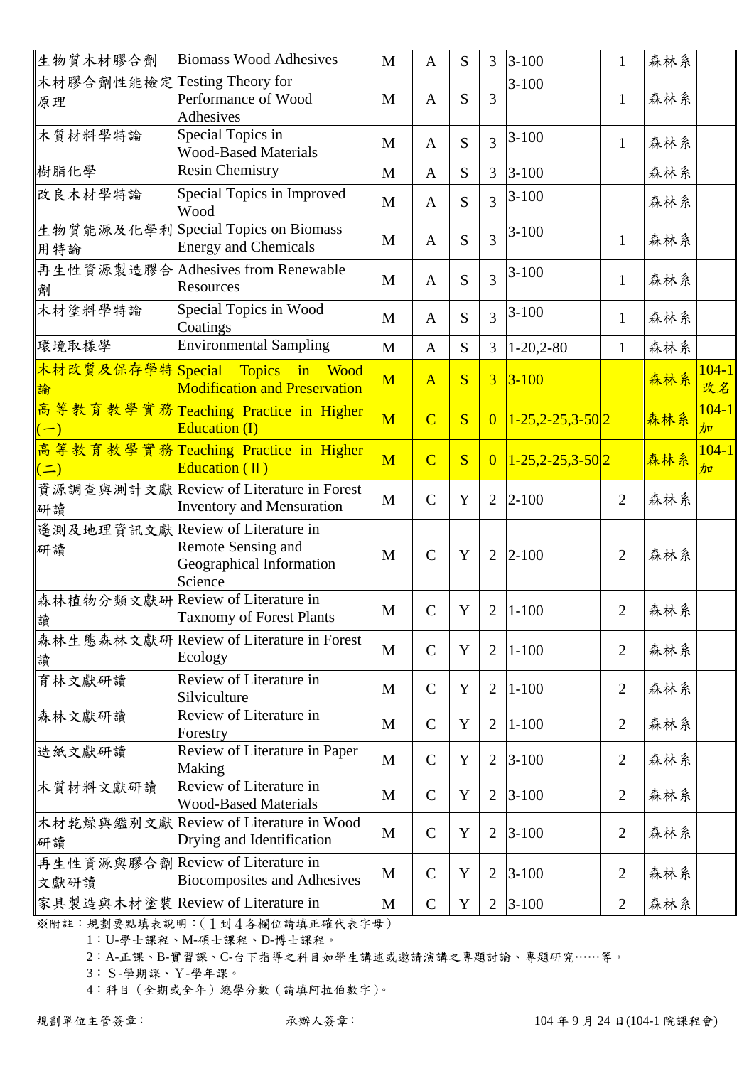| 生物質木材膠合劑 | Biomass Wood Adhesives | M | A | S | 3 | 3-100 | 1 | 森林系 | |
|---|---|---|---|---|---|---|---|---|---|
| 木材膠合劑性能檢定原理 | Testing Theory for Performance of Wood Adhesives | M | A | S | 3 | 3-100 | 1 | 森林系 | |
| 木質材料學特論 | Special Topics in Wood-Based Materials | M | A | S | 3 | 3-100 | 1 | 森林系 | |
| 樹脂化學 | Resin Chemistry | M | A | S | 3 | 3-100 | | 森林系 | |
| 改良木材學特論 | Special Topics in Improved Wood | M | A | S | 3 | 3-100 | | 森林系 | |
| 生物質能源及化學利用特論 | Special Topics on Biomass Energy and Chemicals | M | A | S | 3 | 3-100 | 1 | 森林系 | |
| 再生性資源製造膠合劑 | Adhesives from Renewable Resources | M | A | S | 3 | 3-100 | 1 | 森林系 | |
| 木材塗料學特論 | Special Topics in Wood Coatings | M | A | S | 3 | 3-100 | 1 | 森林系 | |
| 環境取樣學 | Environmental Sampling | M | A | S | 3 | 1-20,2-80 | 1 | 森林系 | |
| 木材改質及保存學特論 | Special Topics in Wood Modification and Preservation | M | A | S | 3 | 3-100 | | 森林系 | 104-1 改名 |
| 高等教育教學實務(一) | Teaching Practice in Higher Education (I) | M | C | S | 0 | 1-25,2-25,3-50 | 2 | 森林系 | 104-1 加 |
| 高等教育教學實務(二) | Teaching Practice in Higher Education (Ⅱ) | M | C | S | 0 | 1-25,2-25,3-50 | 2 | 森林系 | 104-1 加 |
| 資源調查與測計文獻研讀 | Review of Literature in Forest Inventory and Mensuration | M | C | Y | 2 | 2-100 | 2 | 森林系 | |
| 遙測及地理資訊文獻研讀 | Review of Literature in Remote Sensing and Geographical Information Science | M | C | Y | 2 | 2-100 | 2 | 森林系 | |
| 森林植物分類文獻研讀 | Review of Literature in Taxnomy of Forest Plants | M | C | Y | 2 | 1-100 | 2 | 森林系 | |
| 森林生態森林文獻研讀 | Review of Literature in Forest Ecology | M | C | Y | 2 | 1-100 | 2 | 森林系 | |
| 育林文獻研讀 | Review of Literature in Silviculture | M | C | Y | 2 | 1-100 | 2 | 森林系 | |
| 森林文獻研讀 | Review of Literature in Forestry | M | C | Y | 2 | 1-100 | 2 | 森林系 | |
| 造紙文獻研讀 | Review of Literature in Paper Making | M | C | Y | 2 | 3-100 | 2 | 森林系 | |
| 木質材料文獻研讀 | Review of Literature in Wood-Based Materials | M | C | Y | 2 | 3-100 | 2 | 森林系 | |
| 木材乾燥與鑑別文獻研讀 | Review of Literature in Wood Drying and Identification | M | C | Y | 2 | 3-100 | 2 | 森林系 | |
| 再生性資源與膠合劑文獻研讀 | Review of Literature in Biocomposites and Adhesives | M | C | Y | 2 | 3-100 | 2 | 森林系 | |
| 家具製造與木材塗裝 | Review of Literature in | M | C | Y | 2 | 3-100 | 2 | 森林系 | |

※附註：規劃要點填表說明：(1到4各欄位請填正確代表字母)

1：U-學士課程、M-碩士課程、D-博士課程。

2：A-正課、B-實習課、C-台下指導之科目如學生講述或邀請演講之專題討論、專題研究……等。

3：S-學期課、Y-學年課。

4：科目（全期或全年）總學分數（請填阿拉伯數字）。

規劃單位主管簽章： 承辦人簽章： 104年9月24日(104-1院課程會)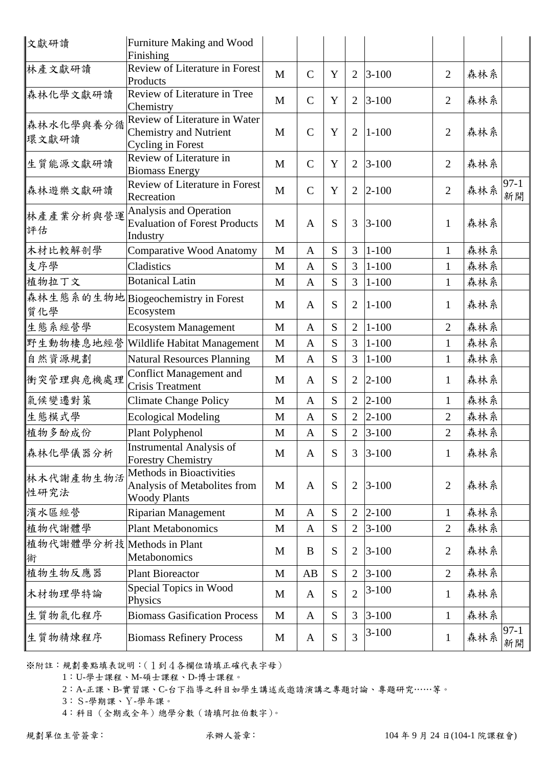| | | | | | | | | | |
|---|---|---|---|---|---|---|---|---|---|
| 文獻研讀 | Furniture Making and Wood Finishing | | | | | | | | |
| 林產文獻研讀 | Review of Literature in Forest Products | M | C | Y | 2 | 3-100 | 2 | 森林系 | |
| 森林化學文獻研讀 | Review of Literature in Tree Chemistry | M | C | Y | 2 | 3-100 | 2 | 森林系 | |
| 森林水化學與養分循環文獻研讀 | Review of Literature in Water Chemistry and Nutrient Cycling in Forest | M | C | Y | 2 | 1-100 | 2 | 森林系 | |
| 生質能源文獻研讀 | Review of Literature in Biomass Energy | M | C | Y | 2 | 3-100 | 2 | 森林系 | |
| 森林遊樂文獻研讀 | Review of Literature in Forest Recreation | M | C | Y | 2 | 2-100 | 2 | 森林系 | 97-1 新開 |
| 林產產業分析與營運評估 | Analysis and Operation Evaluation of Forest Products Industry | M | A | S | 3 | 3-100 | 1 | 森林系 | |
| 木材比較解剖學 | Comparative Wood Anatomy | M | A | S | 3 | 1-100 | 1 | 森林系 | |
| 支序學 | Cladistics | M | A | S | 3 | 1-100 | 1 | 森林系 | |
| 植物拉丁文 | Botanical Latin | M | A | S | 3 | 1-100 | 1 | 森林系 | |
| 森林生態系的生物地質化學 | Biogeochemistry in Forest Ecosystem | M | A | S | 2 | 1-100 | 1 | 森林系 | |
| 生態系經營學 | Ecosystem Management | M | A | S | 2 | 1-100 | 2 | 森林系 | |
| 野生動物棲息地經營 | Wildlife Habitat Management | M | A | S | 3 | 1-100 | 1 | 森林系 | |
| 自然資源規劃 | Natural Resources Planning | M | A | S | 3 | 1-100 | 1 | 森林系 | |
| 衝突管理與危機處理 | Conflict Management and Crisis Treatment | M | A | S | 2 | 2-100 | 1 | 森林系 | |
| 氣候變遷對策 | Climate Change Policy | M | A | S | 2 | 2-100 | 1 | 森林系 | |
| 生態模式學 | Ecological Modeling | M | A | S | 2 | 2-100 | 2 | 森林系 | |
| 植物多酚成份 | Plant Polyphenol | M | A | S | 2 | 3-100 | 2 | 森林系 | |
| 森林化學儀器分析 | Instrumental Analysis of Forestry Chemistry | M | A | S | 3 | 3-100 | 1 | 森林系 | |
| 林木代謝產物生物活性研究法 | Methods in Bioactivities Analysis of Metabolites from Woody Plants | M | A | S | 2 | 3-100 | 2 | 森林系 | |
| 濱水區經營 | Riparian Management | M | A | S | 2 | 2-100 | 1 | 森林系 | |
| 植物代謝體學 | Plant Metabonomics | M | A | S | 2 | 3-100 | 2 | 森林系 | |
| 植物代謝體學分析技術 | Methods in Plant Metabonomics | M | B | S | 2 | 3-100 | 2 | 森林系 | |
| 植物生物反應器 | Plant Bioreactor | M | AB | S | 2 | 3-100 | 2 | 森林系 | |
| 木材物理學特論 | Special Topics in Wood Physics | M | A | S | 2 | 3-100 | 1 | 森林系 | |
| 生質物氣化程序 | Biomass Gasification Process | M | A | S | 3 | 3-100 | 1 | 森林系 | |
| 生質物精煉程序 | Biomass Refinery Process | M | A | S | 3 | 3-100 | 1 | 森林系 | 97-1 新開 |

※附註：規劃要點填表說明：(１到４各欄位請填正確代表字母)

1：U-學士課程、M-碩士課程、D-博士課程。

2：A-正課、B-實習課、C-台下指導之科目如學生講述或邀請演講之專題討論、專題研究……等。

3：Ｓ-學期課、Ｙ-學年課。

4：科目（全期或全年）總學分數（請填阿拉伯數字)。

規劃單位主管簽章: 承辦人簽章: 104 年 9 月 24 日(104-1 院課程會)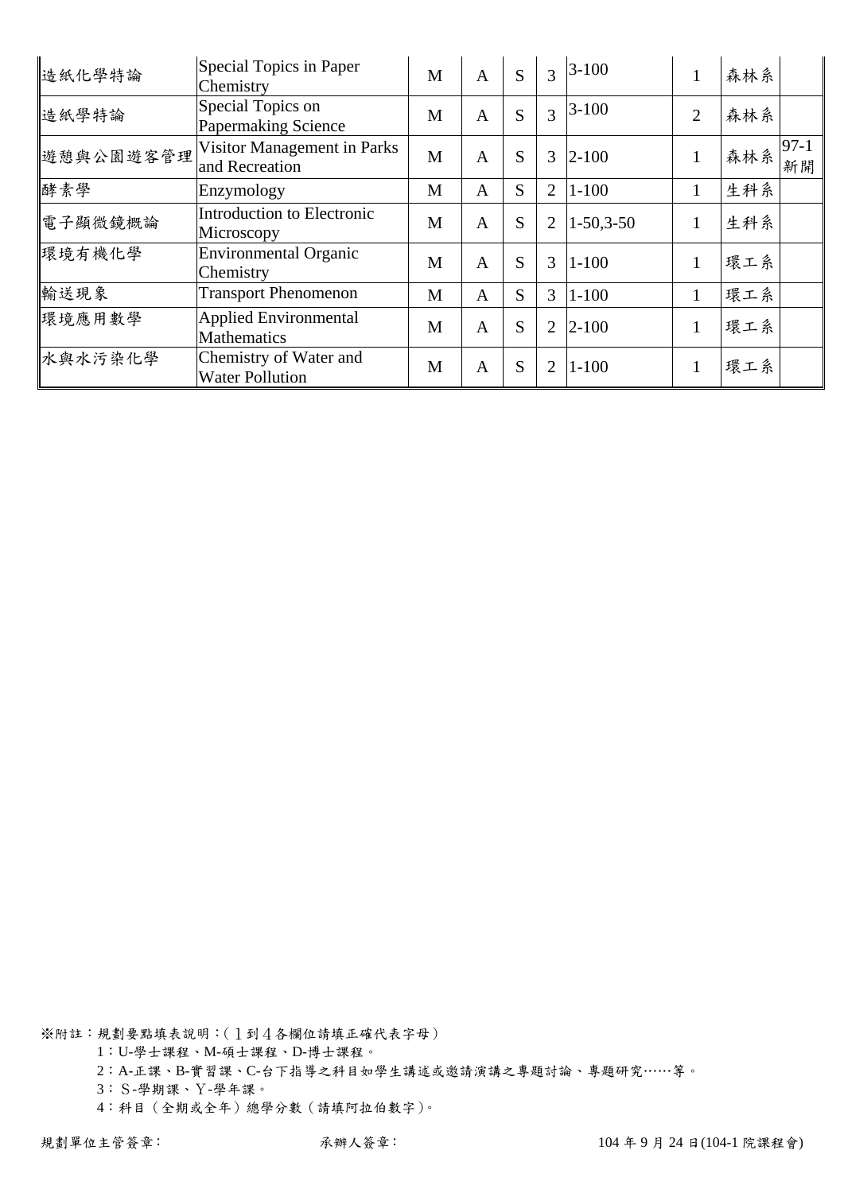| | | | | | | | | | |
|---|---|---|---|---|---|---|---|---|---|
| 造紙化學特論 | Special Topics in Paper Chemistry | M | A | S | 3 | 3-100 | 1 | 森林系 | |
| 造紙學特論 | Special Topics on Papermaking Science | M | A | S | 3 | 3-100 | 2 | 森林系 | |
| 遊憩與公園遊客管理 | Visitor Management in Parks and Recreation | M | A | S | 3 | 2-100 | 1 | 森林系 | 97-1 新開 |
| 酵素學 | Enzymology | M | A | S | 2 | 1-100 | 1 | 生科系 | |
| 電子顯微鏡概論 | Introduction to Electronic Microscopy | M | A | S | 2 | 1-50,3-50 | 1 | 生科系 | |
| 環境有機化學 | Environmental Organic Chemistry | M | A | S | 3 | 1-100 | 1 | 環工系 | |
| 輸送現象 | Transport Phenomenon | M | A | S | 3 | 1-100 | 1 | 環工系 | |
| 環境應用數學 | Applied Environmental Mathematics | M | A | S | 2 | 2-100 | 1 | 環工系 | |
| 水與水污染化學 | Chemistry of Water and Water Pollution | M | A | S | 2 | 1-100 | 1 | 環工系 | |

※附註：規劃要點填表說明：(１到４各欄位請填正確代表字母)

1：U-學士課程、M-碩士課程、D-博士課程。

2：A-正課、B-實習課、C-台下指導之科目如學生講述或邀請演講之專題討論、專題研究……等。

3：Ｓ-學期課、Ｙ-學年課。

4：科目（全期或全年）總學分數（請填阿拉伯數字)。

規劃單位主管簽章： 承辦人簽章： 104 年 9 月 24 日(104-1 院課程會)